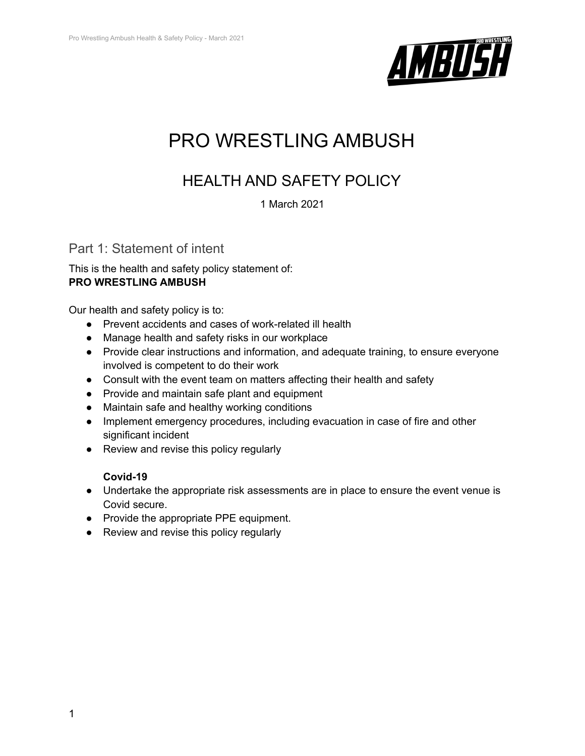# PRO WRESTLING AMBUSH

## HEALTH AND SAFETY POLICY

1 March 2021

### Part 1: Statement of intent

This is the health and safety policy statement of:
**PRO WRESTLING AMBUSH**

Our health and safety policy is to:

- Prevent accidents and cases of work-related ill health
- Manage health and safety risks in our workplace
- Provide clear instructions and information, and adequate training, to ensure everyone involved is competent to do their work
- Consult with the event team on matters affecting their health and safety
- Provide and maintain safe plant and equipment
- Maintain safe and healthy working conditions
- Implement emergency procedures, including evacuation in case of fire and other significant incident
- Review and revise this policy regularly

**Covid-19**

- Undertake the appropriate risk assessments are in place to ensure the event venue is Covid secure.
- Provide the appropriate PPE equipment.
- Review and revise this policy regularly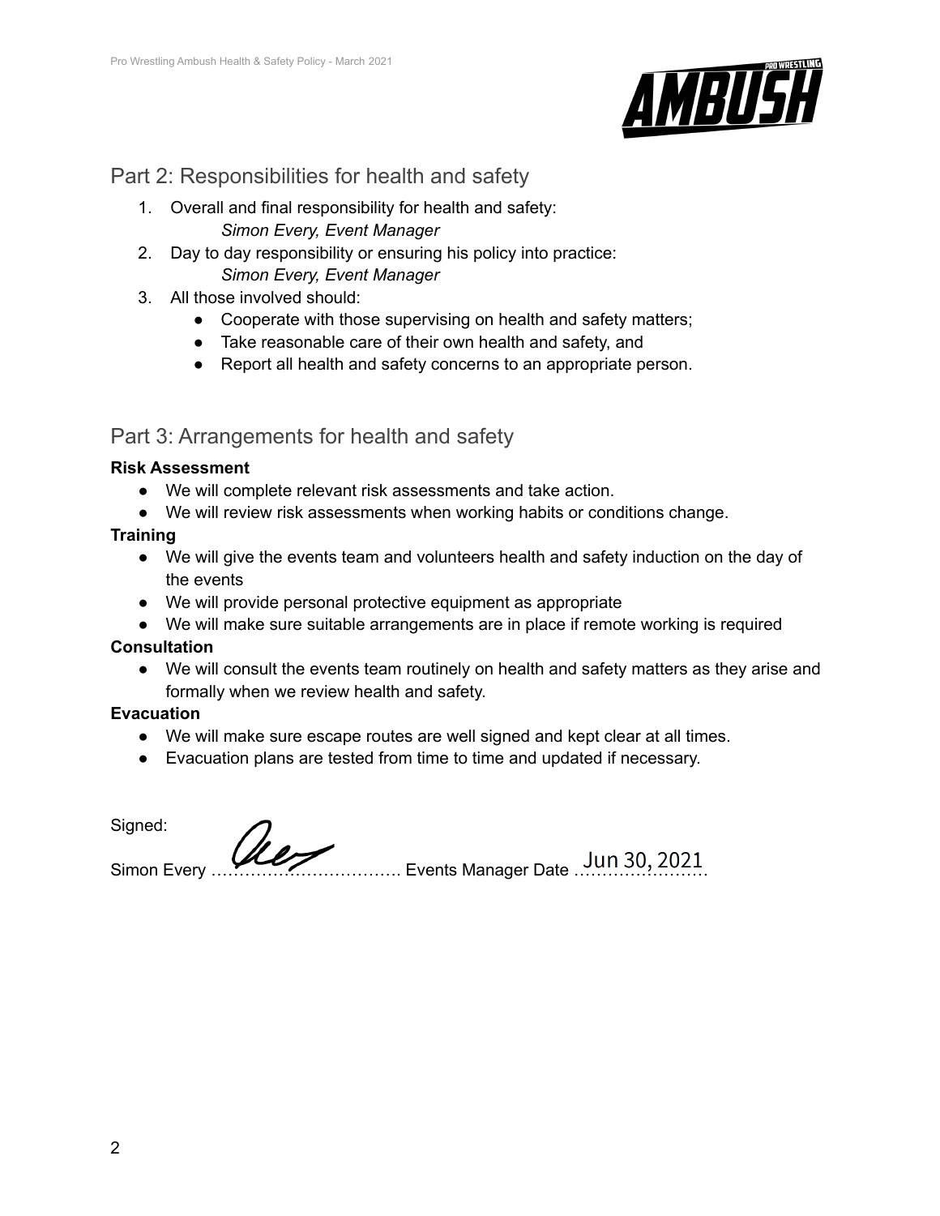## Part 2: Responsibilities for health and safety

1. Overall and final responsibility for health and safety:
   *Simon Every, Event Manager*
2. Day to day responsibility or ensuring his policy into practice:
   *Simon Every, Event Manager*
3. All those involved should:
   - Cooperate with those supervising on health and safety matters;
   - Take reasonable care of their own health and safety, and
   - Report all health and safety concerns to an appropriate person.

## Part 3: Arrangements for health and safety

**Risk Assessment**

- We will complete relevant risk assessments and take action.
- We will review risk assessments when working habits or conditions change.

**Training**

- We will give the events team and volunteers health and safety induction on the day of the events
- We will provide personal protective equipment as appropriate
- We will make sure suitable arrangements are in place if remote working is required

**Consultation**

- We will consult the events team routinely on health and safety matters as they arise and formally when we review health and safety.

**Evacuation**

- We will make sure escape routes are well signed and kept clear at all times.
- Evacuation plans are tested from time to time and updated if necessary.

Signed:

Simon Every [signature] Events Manager Date Jun 30, 2021